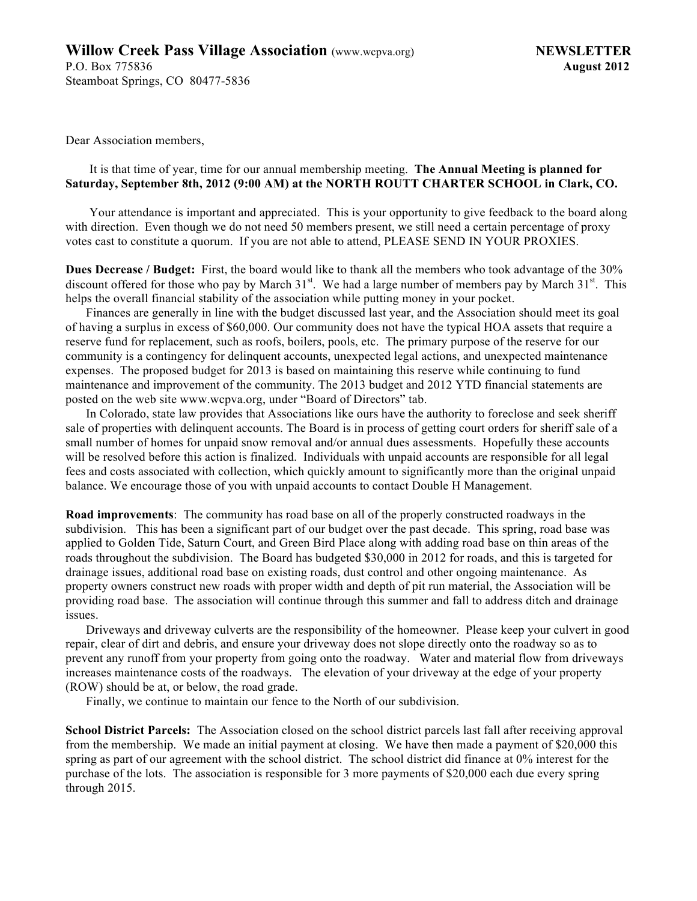**Willow Creek Pass Village Association** (www.wcpva.org) **NEWSLETTER**
P.O. Box 775836 **August 2012**
Steamboat Springs, CO 80477-5836

Dear Association members,

It is that time of year, time for our annual membership meeting. **The Annual Meeting is planned for Saturday, September 8th, 2012 (9:00 AM) at the NORTH ROUTT CHARTER SCHOOL in Clark, CO.**

Your attendance is important and appreciated. This is your opportunity to give feedback to the board along with direction. Even though we do not need 50 members present, we still need a certain percentage of proxy votes cast to constitute a quorum. If you are not able to attend, PLEASE SEND IN YOUR PROXIES.

**Dues Decrease / Budget:** First, the board would like to thank all the members who took advantage of the 30% discount offered for those who pay by March 31st. We had a large number of members pay by March 31st. This helps the overall financial stability of the association while putting money in your pocket.

Finances are generally in line with the budget discussed last year, and the Association should meet its goal of having a surplus in excess of $60,000. Our community does not have the typical HOA assets that require a reserve fund for replacement, such as roofs, boilers, pools, etc. The primary purpose of the reserve for our community is a contingency for delinquent accounts, unexpected legal actions, and unexpected maintenance expenses. The proposed budget for 2013 is based on maintaining this reserve while continuing to fund maintenance and improvement of the community. The 2013 budget and 2012 YTD financial statements are posted on the web site www.wcpva.org, under "Board of Directors" tab.

In Colorado, state law provides that Associations like ours have the authority to foreclose and seek sheriff sale of properties with delinquent accounts. The Board is in process of getting court orders for sheriff sale of a small number of homes for unpaid snow removal and/or annual dues assessments. Hopefully these accounts will be resolved before this action is finalized. Individuals with unpaid accounts are responsible for all legal fees and costs associated with collection, which quickly amount to significantly more than the original unpaid balance. We encourage those of you with unpaid accounts to contact Double H Management.

**Road improvements**: The community has road base on all of the properly constructed roadways in the subdivision. This has been a significant part of our budget over the past decade. This spring, road base was applied to Golden Tide, Saturn Court, and Green Bird Place along with adding road base on thin areas of the roads throughout the subdivision. The Board has budgeted $30,000 in 2012 for roads, and this is targeted for drainage issues, additional road base on existing roads, dust control and other ongoing maintenance. As property owners construct new roads with proper width and depth of pit run material, the Association will be providing road base. The association will continue through this summer and fall to address ditch and drainage issues.

Driveways and driveway culverts are the responsibility of the homeowner. Please keep your culvert in good repair, clear of dirt and debris, and ensure your driveway does not slope directly onto the roadway so as to prevent any runoff from your property from going onto the roadway. Water and material flow from driveways increases maintenance costs of the roadways. The elevation of your driveway at the edge of your property (ROW) should be at, or below, the road grade.

Finally, we continue to maintain our fence to the North of our subdivision.

**School District Parcels:** The Association closed on the school district parcels last fall after receiving approval from the membership. We made an initial payment at closing. We have then made a payment of $20,000 this spring as part of our agreement with the school district. The school district did finance at 0% interest for the purchase of the lots. The association is responsible for 3 more payments of $20,000 each due every spring through 2015.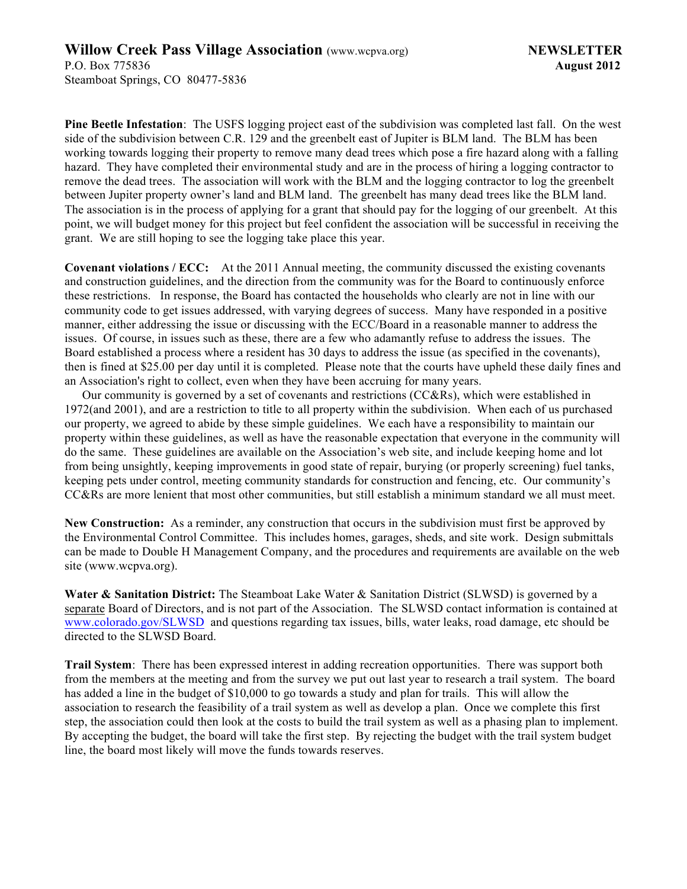**Willow Creek Pass Village Association** (www.wcpva.org) **NEWSLETTER**
P.O. Box 775836 **August 2012**
Steamboat Springs, CO 80477-5836

**Pine Beetle Infestation**: The USFS logging project east of the subdivision was completed last fall. On the west side of the subdivision between C.R. 129 and the greenbelt east of Jupiter is BLM land. The BLM has been working towards logging their property to remove many dead trees which pose a fire hazard along with a falling hazard. They have completed their environmental study and are in the process of hiring a logging contractor to remove the dead trees. The association will work with the BLM and the logging contractor to log the greenbelt between Jupiter property owner's land and BLM land. The greenbelt has many dead trees like the BLM land. The association is in the process of applying for a grant that should pay for the logging of our greenbelt. At this point, we will budget money for this project but feel confident the association will be successful in receiving the grant. We are still hoping to see the logging take place this year.

**Covenant violations / ECC:** At the 2011 Annual meeting, the community discussed the existing covenants and construction guidelines, and the direction from the community was for the Board to continuously enforce these restrictions. In response, the Board has contacted the households who clearly are not in line with our community code to get issues addressed, with varying degrees of success. Many have responded in a positive manner, either addressing the issue or discussing with the ECC/Board in a reasonable manner to address the issues. Of course, in issues such as these, there are a few who adamantly refuse to address the issues. The Board established a process where a resident has 30 days to address the issue (as specified in the covenants), then is fined at $25.00 per day until it is completed. Please note that the courts have upheld these daily fines and an Association's right to collect, even when they have been accruing for many years.

Our community is governed by a set of covenants and restrictions (CC&Rs), which were established in 1972(and 2001), and are a restriction to title to all property within the subdivision. When each of us purchased our property, we agreed to abide by these simple guidelines. We each have a responsibility to maintain our property within these guidelines, as well as have the reasonable expectation that everyone in the community will do the same. These guidelines are available on the Association's web site, and include keeping home and lot from being unsightly, keeping improvements in good state of repair, burying (or properly screening) fuel tanks, keeping pets under control, meeting community standards for construction and fencing, etc. Our community's CC&Rs are more lenient that most other communities, but still establish a minimum standard we all must meet.

**New Construction:** As a reminder, any construction that occurs in the subdivision must first be approved by the Environmental Control Committee. This includes homes, garages, sheds, and site work. Design submittals can be made to Double H Management Company, and the procedures and requirements are available on the web site (www.wcpva.org).

**Water & Sanitation District:** The Steamboat Lake Water & Sanitation District (SLWSD) is governed by a separate Board of Directors, and is not part of the Association. The SLWSD contact information is contained at www.colorado.gov/SLWSD and questions regarding tax issues, bills, water leaks, road damage, etc should be directed to the SLWSD Board.

**Trail System**: There has been expressed interest in adding recreation opportunities. There was support both from the members at the meeting and from the survey we put out last year to research a trail system. The board has added a line in the budget of $10,000 to go towards a study and plan for trails. This will allow the association to research the feasibility of a trail system as well as develop a plan. Once we complete this first step, the association could then look at the costs to build the trail system as well as a phasing plan to implement. By accepting the budget, the board will take the first step. By rejecting the budget with the trail system budget line, the board most likely will move the funds towards reserves.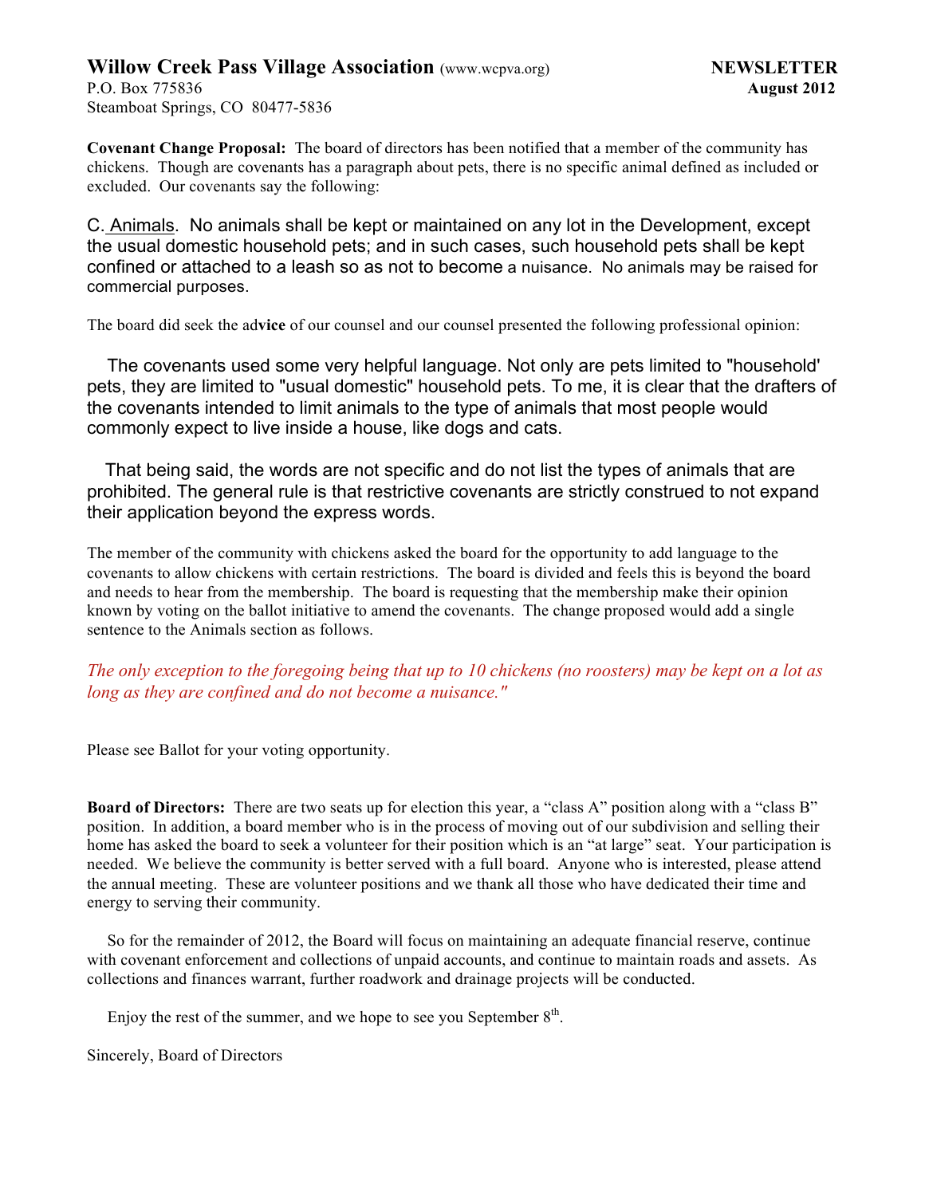**Willow Creek Pass Village Association** (www.wcpva.org) **NEWSLETTER**
P.O. Box 775836 **August 2012**
Steamboat Springs, CO 80477-5836

**Covenant Change Proposal:** The board of directors has been notified that a member of the community has chickens. Though are covenants has a paragraph about pets, there is no specific animal defined as included or excluded. Our covenants say the following:

C. Animals. No animals shall be kept or maintained on any lot in the Development, except the usual domestic household pets; and in such cases, such household pets shall be kept confined or attached to a leash so as not to become a nuisance. No animals may be raised for commercial purposes.

The board did seek the ad**vice** of our counsel and our counsel presented the following professional opinion:

The covenants used some very helpful language. Not only are pets limited to "household' pets, they are limited to "usual domestic" household pets. To me, it is clear that the drafters of the covenants intended to limit animals to the type of animals that most people would commonly expect to live inside a house, like dogs and cats.

That being said, the words are not specific and do not list the types of animals that are prohibited. The general rule is that restrictive covenants are strictly construed to not expand their application beyond the express words.

The member of the community with chickens asked the board for the opportunity to add language to the covenants to allow chickens with certain restrictions. The board is divided and feels this is beyond the board and needs to hear from the membership. The board is requesting that the membership make their opinion known by voting on the ballot initiative to amend the covenants. The change proposed would add a single sentence to the Animals section as follows.

*The only exception to the foregoing being that up to 10 chickens (no roosters) may be kept on a lot as long as they are confined and do not become a nuisance."*

Please see Ballot for your voting opportunity.

**Board of Directors:** There are two seats up for election this year, a "class A" position along with a "class B" position. In addition, a board member who is in the process of moving out of our subdivision and selling their home has asked the board to seek a volunteer for their position which is an "at large" seat. Your participation is needed. We believe the community is better served with a full board. Anyone who is interested, please attend the annual meeting. These are volunteer positions and we thank all those who have dedicated their time and energy to serving their community.

So for the remainder of 2012, the Board will focus on maintaining an adequate financial reserve, continue with covenant enforcement and collections of unpaid accounts, and continue to maintain roads and assets. As collections and finances warrant, further roadwork and drainage projects will be conducted.

Enjoy the rest of the summer, and we hope to see you September 8th.

Sincerely, Board of Directors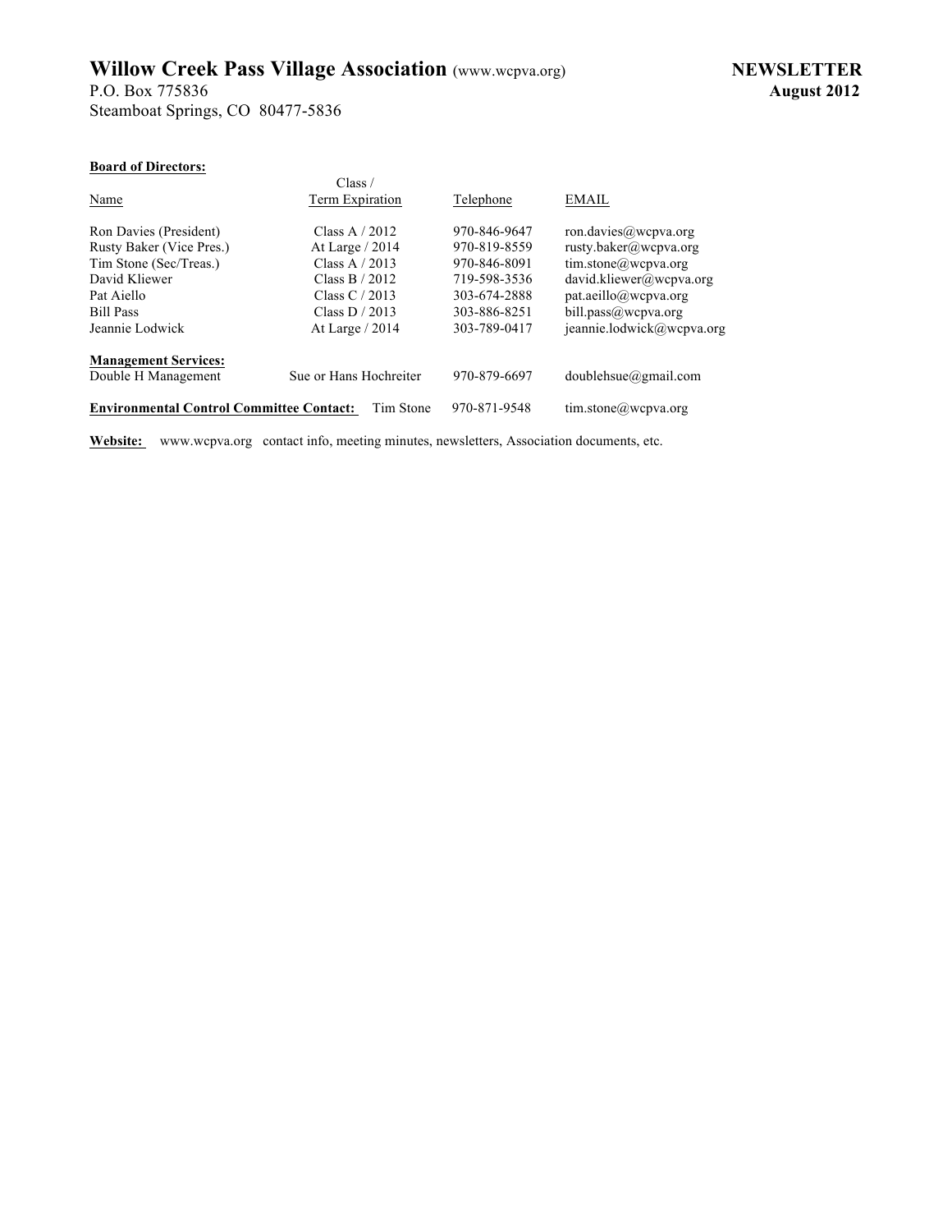# Willow Creek Pass Village Association (www.wcpva.org)

P.O. Box 775836
Steamboat Springs, CO 80477-5836

**NEWSLETTER**
**August 2012**

**Board of Directors:**

| Name | Class / Term Expiration | Telephone | EMAIL |
|---|---|---|---|
| Ron Davies (President) | Class A / 2012 | 970-846-9647 | ron.davies@wcpva.org |
| Rusty Baker (Vice Pres.) | At Large / 2014 | 970-819-8559 | rusty.baker@wcpva.org |
| Tim Stone (Sec/Treas.) | Class A / 2013 | 970-846-8091 | tim.stone@wcpva.org |
| David Kliewer | Class B / 2012 | 719-598-3536 | david.kliewer@wcpva.org |
| Pat Aiello | Class C / 2013 | 303-674-2888 | pat.aeillo@wcpva.org |
| Bill Pass | Class D / 2013 | 303-886-8251 | bill.pass@wcpva.org |
| Jeannie Lodwick | At Large / 2014 | 303-789-0417 | jeannie.lodwick@wcpva.org |

**Management Services:**

| | | | |
|---|---|---|---|
| Double H Management | Sue or Hans Hochreiter | 970-879-6697 | doublehsue@gmail.com |

**Environmental Control Committee Contact:** Tim Stone 970-871-9548 tim.stone@wcpva.org

**Website:** www.wcpva.org contact info, meeting minutes, newsletters, Association documents, etc.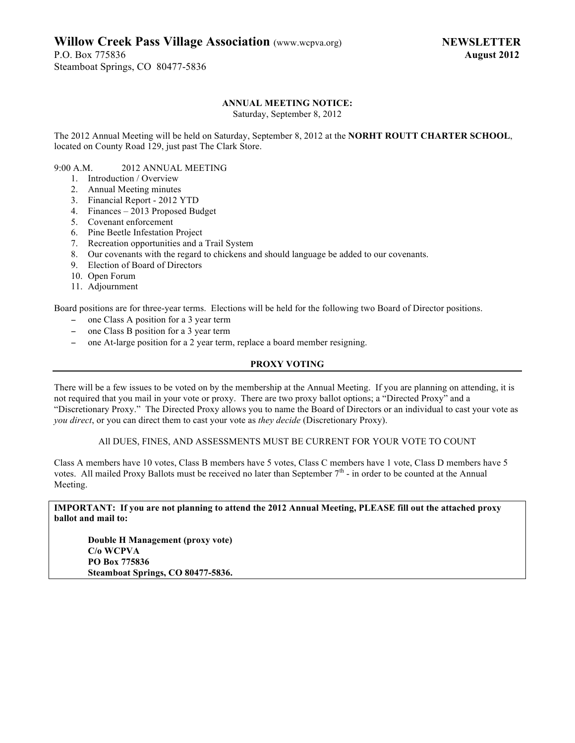**Willow Creek Pass Village Association** (www.wcpva.org) **NEWSLETTER**
P.O. Box 775836 **August 2012**
Steamboat Springs, CO 80477-5836

**ANNUAL MEETING NOTICE:**
Saturday, September 8, 2012

The 2012 Annual Meeting will be held on Saturday, September 8, 2012 at the **NORHT ROUTT CHARTER SCHOOL**, located on County Road 129, just past The Clark Store.

9:00 A.M. 2012 ANNUAL MEETING

1. Introduction / Overview
2. Annual Meeting minutes
3. Financial Report - 2012 YTD
4. Finances – 2013 Proposed Budget
5. Covenant enforcement
6. Pine Beetle Infestation Project
7. Recreation opportunities and a Trail System
8. Our covenants with the regard to chickens and should language be added to our covenants.
9. Election of Board of Directors
10. Open Forum
11. Adjournment

Board positions are for three-year terms. Elections will be held for the following two Board of Director positions.

- one Class A position for a 3 year term
- one Class B position for a 3 year term
- one At-large position for a 2 year term, replace a board member resigning.

**PROXY VOTING**

There will be a few issues to be voted on by the membership at the Annual Meeting. If you are planning on attending, it is not required that you mail in your vote or proxy. There are two proxy ballot options; a "Directed Proxy" and a "Discretionary Proxy." The Directed Proxy allows you to name the Board of Directors or an individual to cast your vote as *you direct*, or you can direct them to cast your vote as *they decide* (Discretionary Proxy).

All DUES, FINES, AND ASSESSMENTS MUST BE CURRENT FOR YOUR VOTE TO COUNT

Class A members have 10 votes, Class B members have 5 votes, Class C members have 1 vote, Class D members have 5 votes. All mailed Proxy Ballots must be received no later than September 7th - in order to be counted at the Annual Meeting.

**IMPORTANT: If you are not planning to attend the 2012 Annual Meeting, PLEASE fill out the attached proxy ballot and mail to:**

**Double H Management (proxy vote)**
**C/o WCPVA**
**PO Box 775836**
**Steamboat Springs, CO 80477-5836.**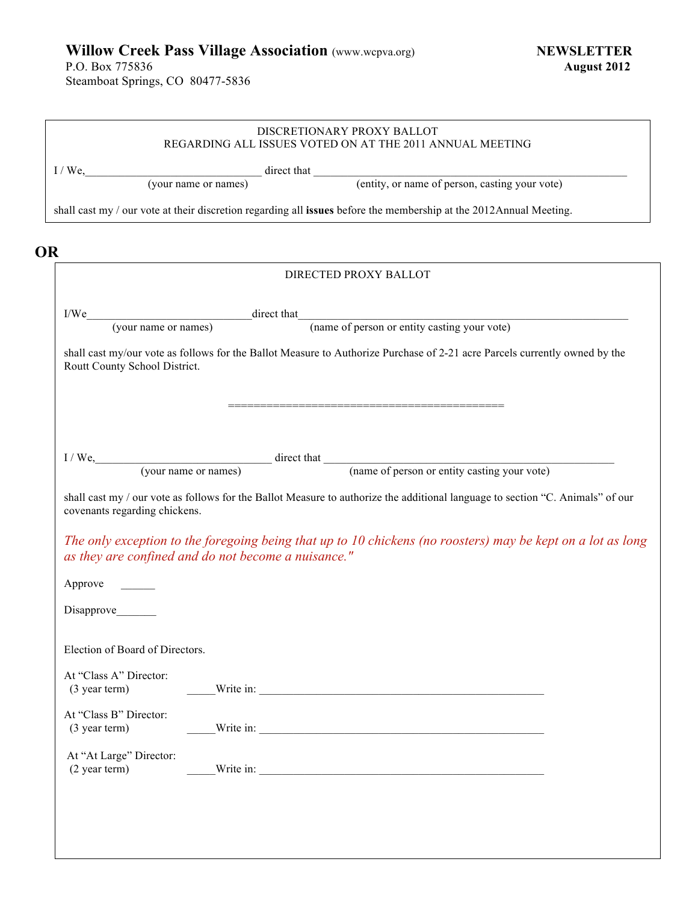**Willow Creek Pass Village Association** (www.wcpva.org)
P.O. Box 775836
Steamboat Springs, CO 80477-5836

**NEWSLETTER**
**August 2012**

DISCRETIONARY PROXY BALLOT
REGARDING ALL ISSUES VOTED ON AT THE 2011 ANNUAL MEETING

I / We,_______________________________ direct that _______________________________________________________
(your name or names) (entity, or name of person, casting your vote)

shall cast my / our vote at their discretion regarding all **issues** before the membership at the 2012Annual Meeting.

**OR**

DIRECTED PROXY BALLOT

I/We_____________________________direct that___________________________________________________________
(your name or names) (name of person or entity casting your vote)

shall cast my/our vote as follows for the Ballot Measure to Authorize Purchase of 2-21 acre Parcels currently owned by the Routt County School District.

=========================================

I / We,_______________________________ direct that ____________________________________________________
(your name or names) (name of person or entity casting your vote)

shall cast my / our vote as follows for the Ballot Measure to authorize the additional language to section "C. Animals" of our covenants regarding chickens.

*The only exception to the foregoing being that up to 10 chickens (no roosters) may be kept on a lot as long as they are confined and do not become a nuisance."*

Approve ______

Disapprove_______

Election of Board of Directors.

At "Class A" Director:
(3 year term) _____Write in: ___________________________________________________

At "Class B" Director:
(3 year term) _____Write in: ___________________________________________________

At "At Large" Director:
(2 year term) _____Write in: ___________________________________________________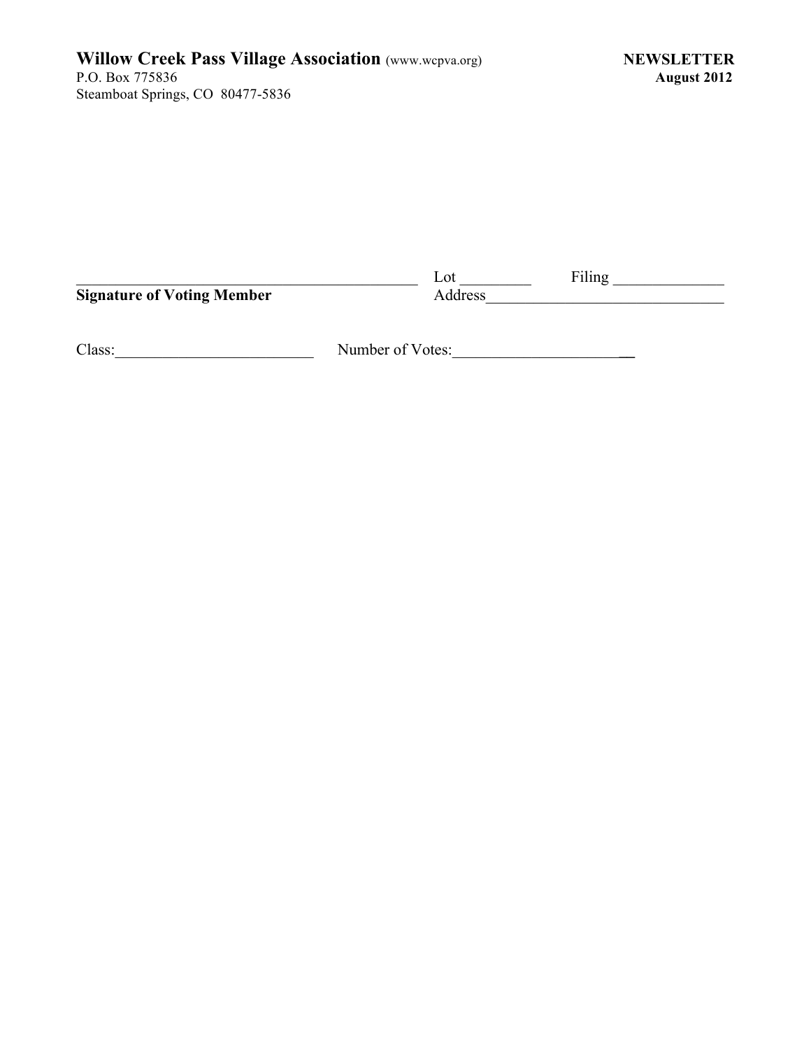**Willow Creek Pass Village Association** (www.wcpva.org)
P.O. Box 775836
Steamboat Springs, CO 80477-5836

**NEWSLETTER**
**August 2012**

_____________________________________________ Lot _________ Filing ______________
**Signature of Voting Member** Address______________________________

Class:_________________________ Number of Votes:_______________________